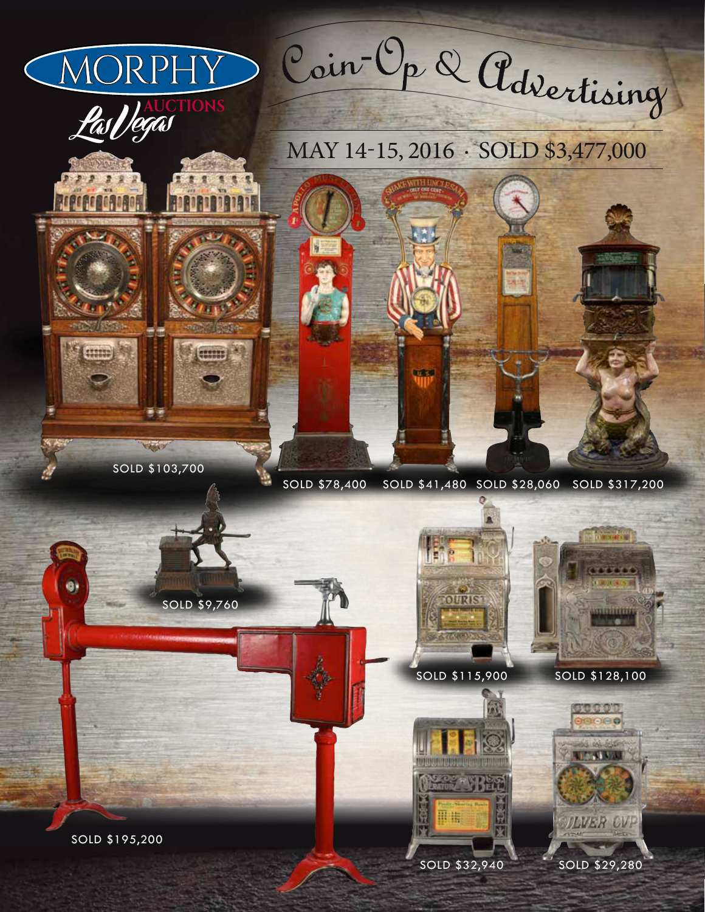# MORPHY AUCTIONS Las Vegas

## Coin-Op & Advertising

MAY 14-15, 2016 · SOLD $3,477,000

SOLD $103,700

SOLD $78,400

SOLD $41,480

SOLD $28,060

SOLD $317,200

SOLD $9,760

SOLD $115,900

SOLD $128,100

SOLD $195,200

SOLD $32,940

SOLD $29,280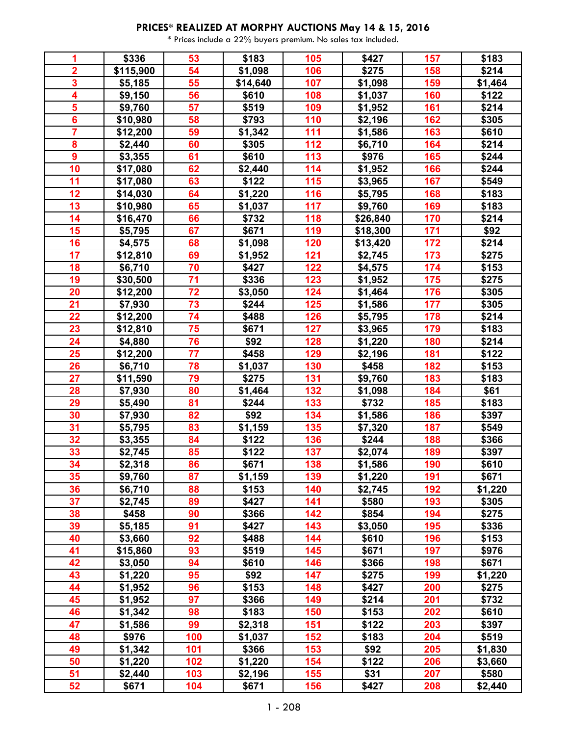**PRICES* REALIZED AT MORPHY AUCTIONS May 14 & 15, 2016**

* Prices include a 22% buyers premium. No sales tax included.

| | | | | | | | |
|---|---|---|---|---|---|---|---|
| 1 | $336 | 53 | $183 | 105 | $427 | 157 | $183 |
| 2 | $115,900 | 54 | $1,098 | 106 | $275 | 158 | $214 |
| 3 | $5,185 | 55 | $14,640 | 107 | $1,098 | 159 | $1,464 |
| 4 | $9,150 | 56 | $610 | 108 | $1,037 | 160 | $122 |
| 5 | $9,760 | 57 | $519 | 109 | $1,952 | 161 | $214 |
| 6 | $10,980 | 58 | $793 | 110 | $2,196 | 162 | $305 |
| 7 | $12,200 | 59 | $1,342 | 111 | $1,586 | 163 | $610 |
| 8 | $2,440 | 60 | $305 | 112 | $6,710 | 164 | $214 |
| 9 | $3,355 | 61 | $610 | 113 | $976 | 165 | $244 |
| 10 | $17,080 | 62 | $2,440 | 114 | $1,952 | 166 | $244 |
| 11 | $17,080 | 63 | $122 | 115 | $3,965 | 167 | $549 |
| 12 | $14,030 | 64 | $1,220 | 116 | $5,795 | 168 | $183 |
| 13 | $10,980 | 65 | $1,037 | 117 | $9,760 | 169 | $183 |
| 14 | $16,470 | 66 | $732 | 118 | $26,840 | 170 | $214 |
| 15 | $5,795 | 67 | $671 | 119 | $18,300 | 171 | $92 |
| 16 | $4,575 | 68 | $1,098 | 120 | $13,420 | 172 | $214 |
| 17 | $12,810 | 69 | $1,952 | 121 | $2,745 | 173 | $275 |
| 18 | $6,710 | 70 | $427 | 122 | $4,575 | 174 | $153 |
| 19 | $30,500 | 71 | $336 | 123 | $1,952 | 175 | $275 |
| 20 | $12,200 | 72 | $3,050 | 124 | $1,464 | 176 | $305 |
| 21 | $7,930 | 73 | $244 | 125 | $1,586 | 177 | $305 |
| 22 | $12,200 | 74 | $488 | 126 | $5,795 | 178 | $214 |
| 23 | $12,810 | 75 | $671 | 127 | $3,965 | 179 | $183 |
| 24 | $4,880 | 76 | $92 | 128 | $1,220 | 180 | $214 |
| 25 | $12,200 | 77 | $458 | 129 | $2,196 | 181 | $122 |
| 26 | $6,710 | 78 | $1,037 | 130 | $458 | 182 | $153 |
| 27 | $11,590 | 79 | $275 | 131 | $9,760 | 183 | $183 |
| 28 | $7,930 | 80 | $1,464 | 132 | $1,098 | 184 | $61 |
| 29 | $5,490 | 81 | $244 | 133 | $732 | 185 | $183 |
| 30 | $7,930 | 82 | $92 | 134 | $1,586 | 186 | $397 |
| 31 | $5,795 | 83 | $1,159 | 135 | $7,320 | 187 | $549 |
| 32 | $3,355 | 84 | $122 | 136 | $244 | 188 | $366 |
| 33 | $2,745 | 85 | $122 | 137 | $2,074 | 189 | $397 |
| 34 | $2,318 | 86 | $671 | 138 | $1,586 | 190 | $610 |
| 35 | $9,760 | 87 | $1,159 | 139 | $1,220 | 191 | $671 |
| 36 | $6,710 | 88 | $153 | 140 | $2,745 | 192 | $1,220 |
| 37 | $2,745 | 89 | $427 | 141 | $580 | 193 | $305 |
| 38 | $458 | 90 | $366 | 142 | $854 | 194 | $275 |
| 39 | $5,185 | 91 | $427 | 143 | $3,050 | 195 | $336 |
| 40 | $3,660 | 92 | $488 | 144 | $610 | 196 | $153 |
| 41 | $15,860 | 93 | $519 | 145 | $671 | 197 | $976 |
| 42 | $3,050 | 94 | $610 | 146 | $366 | 198 | $671 |
| 43 | $1,220 | 95 | $92 | 147 | $275 | 199 | $1,220 |
| 44 | $1,952 | 96 | $153 | 148 | $427 | 200 | $275 |
| 45 | $1,952 | 97 | $366 | 149 | $214 | 201 | $732 |
| 46 | $1,342 | 98 | $183 | 150 | $153 | 202 | $610 |
| 47 | $1,586 | 99 | $2,318 | 151 | $122 | 203 | $397 |
| 48 | $976 | 100 | $1,037 | 152 | $183 | 204 | $519 |
| 49 | $1,342 | 101 | $366 | 153 | $92 | 205 | $1,830 |
| 50 | $1,220 | 102 | $1,220 | 154 | $122 | 206 | $3,660 |
| 51 | $2,440 | 103 | $2,196 | 155 | $31 | 207 | $580 |
| 52 | $671 | 104 | $671 | 156 | $427 | 208 | $2,440 |

1 - 208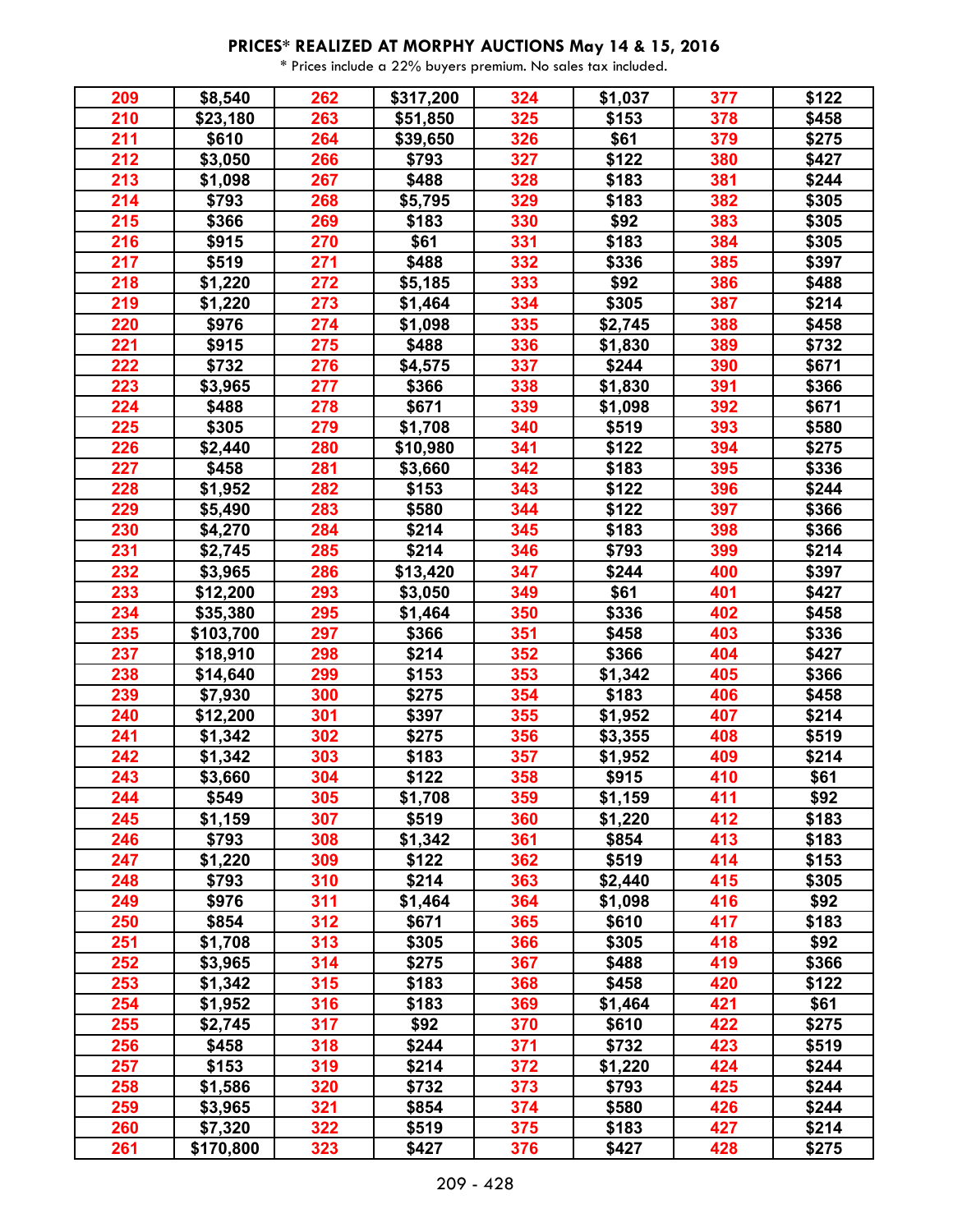**PRICES* REALIZED AT MORPHY AUCTIONS May 14 & 15, 2016**

* Prices include a 22% buyers premium. No sales tax included.

| | | | | | | | |
|---|---|---|---|---|---|---|---|
| 209 | $8,540 | 262 | $317,200 | 324 | $1,037 | 377 | $122 |
| 210 | $23,180 | 263 | $51,850 | 325 | $153 | 378 | $458 |
| 211 | $610 | 264 | $39,650 | 326 | $61 | 379 | $275 |
| 212 | $3,050 | 266 | $793 | 327 | $122 | 380 | $427 |
| 213 | $1,098 | 267 | $488 | 328 | $183 | 381 | $244 |
| 214 | $793 | 268 | $5,795 | 329 | $183 | 382 | $305 |
| 215 | $366 | 269 | $183 | 330 | $92 | 383 | $305 |
| 216 | $915 | 270 | $61 | 331 | $183 | 384 | $305 |
| 217 | $519 | 271 | $488 | 332 | $336 | 385 | $397 |
| 218 | $1,220 | 272 | $5,185 | 333 | $92 | 386 | $488 |
| 219 | $1,220 | 273 | $1,464 | 334 | $305 | 387 | $214 |
| 220 | $976 | 274 | $1,098 | 335 | $2,745 | 388 | $458 |
| 221 | $915 | 275 | $488 | 336 | $1,830 | 389 | $732 |
| 222 | $732 | 276 | $4,575 | 337 | $244 | 390 | $671 |
| 223 | $3,965 | 277 | $366 | 338 | $1,830 | 391 | $366 |
| 224 | $488 | 278 | $671 | 339 | $1,098 | 392 | $671 |
| 225 | $305 | 279 | $1,708 | 340 | $519 | 393 | $580 |
| 226 | $2,440 | 280 | $10,980 | 341 | $122 | 394 | $275 |
| 227 | $458 | 281 | $3,660 | 342 | $183 | 395 | $336 |
| 228 | $1,952 | 282 | $153 | 343 | $122 | 396 | $244 |
| 229 | $5,490 | 283 | $580 | 344 | $122 | 397 | $366 |
| 230 | $4,270 | 284 | $214 | 345 | $183 | 398 | $366 |
| 231 | $2,745 | 285 | $214 | 346 | $793 | 399 | $214 |
| 232 | $3,965 | 286 | $13,420 | 347 | $244 | 400 | $397 |
| 233 | $12,200 | 293 | $3,050 | 349 | $61 | 401 | $427 |
| 234 | $35,380 | 295 | $1,464 | 350 | $336 | 402 | $458 |
| 235 | $103,700 | 297 | $366 | 351 | $458 | 403 | $336 |
| 237 | $18,910 | 298 | $214 | 352 | $366 | 404 | $427 |
| 238 | $14,640 | 299 | $153 | 353 | $1,342 | 405 | $366 |
| 239 | $7,930 | 300 | $275 | 354 | $183 | 406 | $458 |
| 240 | $12,200 | 301 | $397 | 355 | $1,952 | 407 | $214 |
| 241 | $1,342 | 302 | $275 | 356 | $3,355 | 408 | $519 |
| 242 | $1,342 | 303 | $183 | 357 | $1,952 | 409 | $214 |
| 243 | $3,660 | 304 | $122 | 358 | $915 | 410 | $61 |
| 244 | $549 | 305 | $1,708 | 359 | $1,159 | 411 | $92 |
| 245 | $1,159 | 307 | $519 | 360 | $1,220 | 412 | $183 |
| 246 | $793 | 308 | $1,342 | 361 | $854 | 413 | $183 |
| 247 | $1,220 | 309 | $122 | 362 | $519 | 414 | $153 |
| 248 | $793 | 310 | $214 | 363 | $2,440 | 415 | $305 |
| 249 | $976 | 311 | $1,464 | 364 | $1,098 | 416 | $92 |
| 250 | $854 | 312 | $671 | 365 | $610 | 417 | $183 |
| 251 | $1,708 | 313 | $305 | 366 | $305 | 418 | $92 |
| 252 | $3,965 | 314 | $275 | 367 | $488 | 419 | $366 |
| 253 | $1,342 | 315 | $183 | 368 | $458 | 420 | $122 |
| 254 | $1,952 | 316 | $183 | 369 | $1,464 | 421 | $61 |
| 255 | $2,745 | 317 | $92 | 370 | $610 | 422 | $275 |
| 256 | $458 | 318 | $244 | 371 | $732 | 423 | $519 |
| 257 | $153 | 319 | $214 | 372 | $1,220 | 424 | $244 |
| 258 | $1,586 | 320 | $732 | 373 | $793 | 425 | $244 |
| 259 | $3,965 | 321 | $854 | 374 | $580 | 426 | $244 |
| 260 | $7,320 | 322 | $519 | 375 | $183 | 427 | $214 |
| 261 | $170,800 | 323 | $427 | 376 | $427 | 428 | $275 |

209 - 428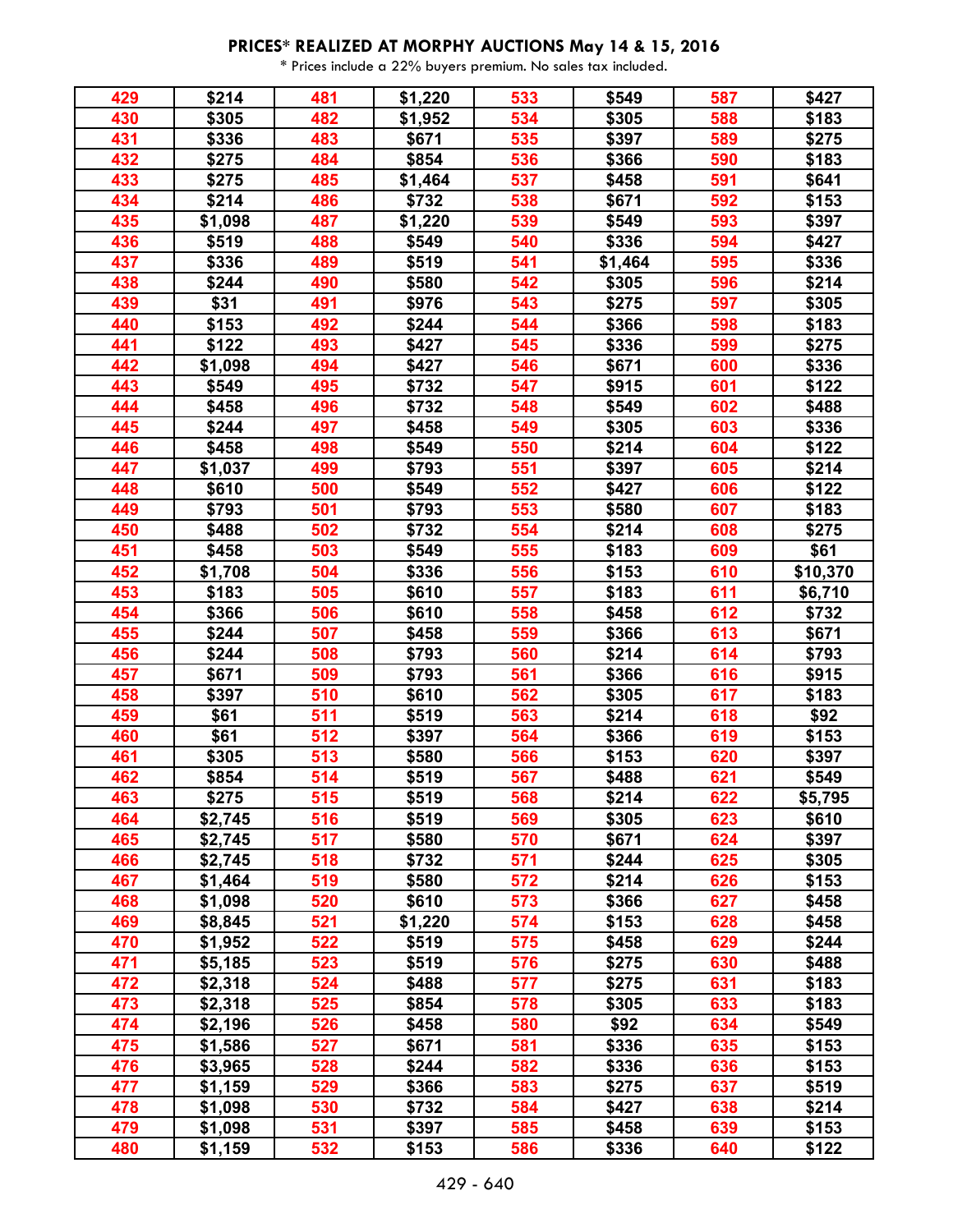**PRICES* REALIZED AT MORPHY AUCTIONS May 14 & 15, 2016**

* Prices include a 22% buyers premium. No sales tax included.

| | | | | | | | |
|---|---|---|---|---|---|---|---|
| 429 | $214 | 481 | $1,220 | 533 | $549 | 587 | $427 |
| 430 | $305 | 482 | $1,952 | 534 | $305 | 588 | $183 |
| 431 | $336 | 483 | $671 | 535 | $397 | 589 | $275 |
| 432 | $275 | 484 | $854 | 536 | $366 | 590 | $183 |
| 433 | $275 | 485 | $1,464 | 537 | $458 | 591 | $641 |
| 434 | $214 | 486 | $732 | 538 | $671 | 592 | $153 |
| 435 | $1,098 | 487 | $1,220 | 539 | $549 | 593 | $397 |
| 436 | $519 | 488 | $549 | 540 | $336 | 594 | $427 |
| 437 | $336 | 489 | $519 | 541 | $1,464 | 595 | $336 |
| 438 | $244 | 490 | $580 | 542 | $305 | 596 | $214 |
| 439 | $31 | 491 | $976 | 543 | $275 | 597 | $305 |
| 440 | $153 | 492 | $244 | 544 | $366 | 598 | $183 |
| 441 | $122 | 493 | $427 | 545 | $336 | 599 | $275 |
| 442 | $1,098 | 494 | $427 | 546 | $671 | 600 | $336 |
| 443 | $549 | 495 | $732 | 547 | $915 | 601 | $122 |
| 444 | $458 | 496 | $732 | 548 | $549 | 602 | $488 |
| 445 | $244 | 497 | $458 | 549 | $305 | 603 | $336 |
| 446 | $458 | 498 | $549 | 550 | $214 | 604 | $122 |
| 447 | $1,037 | 499 | $793 | 551 | $397 | 605 | $214 |
| 448 | $610 | 500 | $549 | 552 | $427 | 606 | $122 |
| 449 | $793 | 501 | $793 | 553 | $580 | 607 | $183 |
| 450 | $488 | 502 | $732 | 554 | $214 | 608 | $275 |
| 451 | $458 | 503 | $549 | 555 | $183 | 609 | $61 |
| 452 | $1,708 | 504 | $336 | 556 | $153 | 610 | $10,370 |
| 453 | $183 | 505 | $610 | 557 | $183 | 611 | $6,710 |
| 454 | $366 | 506 | $610 | 558 | $458 | 612 | $732 |
| 455 | $244 | 507 | $458 | 559 | $366 | 613 | $671 |
| 456 | $244 | 508 | $793 | 560 | $214 | 614 | $793 |
| 457 | $671 | 509 | $793 | 561 | $366 | 616 | $915 |
| 458 | $397 | 510 | $610 | 562 | $305 | 617 | $183 |
| 459 | $61 | 511 | $519 | 563 | $214 | 618 | $92 |
| 460 | $61 | 512 | $397 | 564 | $366 | 619 | $153 |
| 461 | $305 | 513 | $580 | 566 | $153 | 620 | $397 |
| 462 | $854 | 514 | $519 | 567 | $488 | 621 | $549 |
| 463 | $275 | 515 | $519 | 568 | $214 | 622 | $5,795 |
| 464 | $2,745 | 516 | $519 | 569 | $305 | 623 | $610 |
| 465 | $2,745 | 517 | $580 | 570 | $671 | 624 | $397 |
| 466 | $2,745 | 518 | $732 | 571 | $244 | 625 | $305 |
| 467 | $1,464 | 519 | $580 | 572 | $214 | 626 | $153 |
| 468 | $1,098 | 520 | $610 | 573 | $366 | 627 | $458 |
| 469 | $8,845 | 521 | $1,220 | 574 | $153 | 628 | $458 |
| 470 | $1,952 | 522 | $519 | 575 | $458 | 629 | $244 |
| 471 | $5,185 | 523 | $519 | 576 | $275 | 630 | $488 |
| 472 | $2,318 | 524 | $488 | 577 | $275 | 631 | $183 |
| 473 | $2,318 | 525 | $854 | 578 | $305 | 633 | $183 |
| 474 | $2,196 | 526 | $458 | 580 | $92 | 634 | $549 |
| 475 | $1,586 | 527 | $671 | 581 | $336 | 635 | $153 |
| 476 | $3,965 | 528 | $244 | 582 | $336 | 636 | $153 |
| 477 | $1,159 | 529 | $366 | 583 | $275 | 637 | $519 |
| 478 | $1,098 | 530 | $732 | 584 | $427 | 638 | $214 |
| 479 | $1,098 | 531 | $397 | 585 | $458 | 639 | $153 |
| 480 | $1,159 | 532 | $153 | 586 | $336 | 640 | $122 |

429 - 640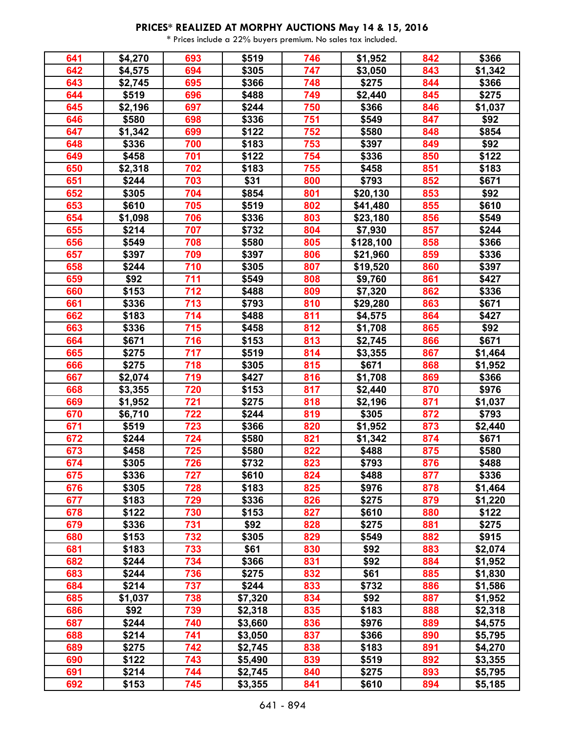**PRICES* REALIZED AT MORPHY AUCTIONS May 14 & 15, 2016**

* Prices include a 22% buyers premium. No sales tax included.

| Lot | Price | Lot | Price | Lot | Price | Lot | Price |
|---|---|---|---|---|---|---|---|
| 641 | $4,270 | 693 | $519 | 746 | $1,952 | 842 | $366 |
| 642 | $4,575 | 694 | $305 | 747 | $3,050 | 843 | $1,342 |
| 643 | $2,745 | 695 | $366 | 748 | $275 | 844 | $366 |
| 644 | $519 | 696 | $488 | 749 | $2,440 | 845 | $275 |
| 645 | $2,196 | 697 | $244 | 750 | $366 | 846 | $1,037 |
| 646 | $580 | 698 | $336 | 751 | $549 | 847 | $92 |
| 647 | $1,342 | 699 | $122 | 752 | $580 | 848 | $854 |
| 648 | $336 | 700 | $183 | 753 | $397 | 849 | $92 |
| 649 | $458 | 701 | $122 | 754 | $336 | 850 | $122 |
| 650 | $2,318 | 702 | $183 | 755 | $458 | 851 | $183 |
| 651 | $244 | 703 | $31 | 800 | $793 | 852 | $671 |
| 652 | $305 | 704 | $854 | 801 | $20,130 | 853 | $92 |
| 653 | $610 | 705 | $519 | 802 | $41,480 | 855 | $610 |
| 654 | $1,098 | 706 | $336 | 803 | $23,180 | 856 | $549 |
| 655 | $214 | 707 | $732 | 804 | $7,930 | 857 | $244 |
| 656 | $549 | 708 | $580 | 805 | $128,100 | 858 | $366 |
| 657 | $397 | 709 | $397 | 806 | $21,960 | 859 | $336 |
| 658 | $244 | 710 | $305 | 807 | $19,520 | 860 | $397 |
| 659 | $92 | 711 | $549 | 808 | $9,760 | 861 | $427 |
| 660 | $153 | 712 | $488 | 809 | $7,320 | 862 | $336 |
| 661 | $336 | 713 | $793 | 810 | $29,280 | 863 | $671 |
| 662 | $183 | 714 | $488 | 811 | $4,575 | 864 | $427 |
| 663 | $336 | 715 | $458 | 812 | $1,708 | 865 | $92 |
| 664 | $671 | 716 | $153 | 813 | $2,745 | 866 | $671 |
| 665 | $275 | 717 | $519 | 814 | $3,355 | 867 | $1,464 |
| 666 | $275 | 718 | $305 | 815 | $671 | 868 | $1,952 |
| 667 | $2,074 | 719 | $427 | 816 | $1,708 | 869 | $366 |
| 668 | $3,355 | 720 | $153 | 817 | $2,440 | 870 | $976 |
| 669 | $1,952 | 721 | $275 | 818 | $2,196 | 871 | $1,037 |
| 670 | $6,710 | 722 | $244 | 819 | $305 | 872 | $793 |
| 671 | $519 | 723 | $366 | 820 | $1,952 | 873 | $2,440 |
| 672 | $244 | 724 | $580 | 821 | $1,342 | 874 | $671 |
| 673 | $458 | 725 | $580 | 822 | $488 | 875 | $580 |
| 674 | $305 | 726 | $732 | 823 | $793 | 876 | $488 |
| 675 | $336 | 727 | $610 | 824 | $488 | 877 | $336 |
| 676 | $305 | 728 | $183 | 825 | $976 | 878 | $1,464 |
| 677 | $183 | 729 | $336 | 826 | $275 | 879 | $1,220 |
| 678 | $122 | 730 | $153 | 827 | $610 | 880 | $122 |
| 679 | $336 | 731 | $92 | 828 | $275 | 881 | $275 |
| 680 | $153 | 732 | $305 | 829 | $549 | 882 | $915 |
| 681 | $183 | 733 | $61 | 830 | $92 | 883 | $2,074 |
| 682 | $244 | 734 | $366 | 831 | $92 | 884 | $1,952 |
| 683 | $244 | 736 | $275 | 832 | $61 | 885 | $1,830 |
| 684 | $214 | 737 | $244 | 833 | $732 | 886 | $1,586 |
| 685 | $1,037 | 738 | $7,320 | 834 | $92 | 887 | $1,952 |
| 686 | $92 | 739 | $2,318 | 835 | $183 | 888 | $2,318 |
| 687 | $244 | 740 | $3,660 | 836 | $976 | 889 | $4,575 |
| 688 | $214 | 741 | $3,050 | 837 | $366 | 890 | $5,795 |
| 689 | $275 | 742 | $2,745 | 838 | $183 | 891 | $4,270 |
| 690 | $122 | 743 | $5,490 | 839 | $519 | 892 | $3,355 |
| 691 | $214 | 744 | $2,745 | 840 | $275 | 893 | $5,795 |
| 692 | $153 | 745 | $3,355 | 841 | $610 | 894 | $5,185 |

641 - 894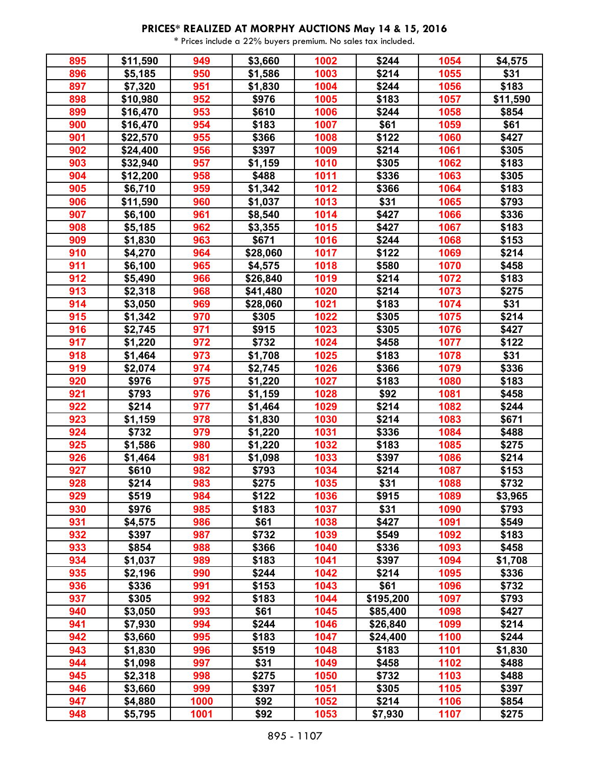# PRICES* REALIZED AT MORPHY AUCTIONS May 14 & 15, 2016

\* Prices include a 22% buyers premium. No sales tax included.

| | | | | | | | |
|---|---|---|---|---|---|---|---|
| 895 | $11,590 | 949 | $3,660 | 1002 | $244 | 1054 | $4,575 |
| 896 | $5,185 | 950 | $1,586 | 1003 | $214 | 1055 | $31 |
| 897 | $7,320 | 951 | $1,830 | 1004 | $244 | 1056 | $183 |
| 898 | $10,980 | 952 | $976 | 1005 | $183 | 1057 | $11,590 |
| 899 | $16,470 | 953 | $610 | 1006 | $244 | 1058 | $854 |
| 900 | $16,470 | 954 | $183 | 1007 | $61 | 1059 | $61 |
| 901 | $22,570 | 955 | $366 | 1008 | $122 | 1060 | $427 |
| 902 | $24,400 | 956 | $397 | 1009 | $214 | 1061 | $305 |
| 903 | $32,940 | 957 | $1,159 | 1010 | $305 | 1062 | $183 |
| 904 | $12,200 | 958 | $488 | 1011 | $336 | 1063 | $305 |
| 905 | $6,710 | 959 | $1,342 | 1012 | $366 | 1064 | $183 |
| 906 | $11,590 | 960 | $1,037 | 1013 | $31 | 1065 | $793 |
| 907 | $6,100 | 961 | $8,540 | 1014 | $427 | 1066 | $336 |
| 908 | $5,185 | 962 | $3,355 | 1015 | $427 | 1067 | $183 |
| 909 | $1,830 | 963 | $671 | 1016 | $244 | 1068 | $153 |
| 910 | $4,270 | 964 | $28,060 | 1017 | $122 | 1069 | $214 |
| 911 | $6,100 | 965 | $4,575 | 1018 | $580 | 1070 | $458 |
| 912 | $5,490 | 966 | $26,840 | 1019 | $214 | 1072 | $183 |
| 913 | $2,318 | 968 | $41,480 | 1020 | $214 | 1073 | $275 |
| 914 | $3,050 | 969 | $28,060 | 1021 | $183 | 1074 | $31 |
| 915 | $1,342 | 970 | $305 | 1022 | $305 | 1075 | $214 |
| 916 | $2,745 | 971 | $915 | 1023 | $305 | 1076 | $427 |
| 917 | $1,220 | 972 | $732 | 1024 | $458 | 1077 | $122 |
| 918 | $1,464 | 973 | $1,708 | 1025 | $183 | 1078 | $31 |
| 919 | $2,074 | 974 | $2,745 | 1026 | $366 | 1079 | $336 |
| 920 | $976 | 975 | $1,220 | 1027 | $183 | 1080 | $183 |
| 921 | $793 | 976 | $1,159 | 1028 | $92 | 1081 | $458 |
| 922 | $214 | 977 | $1,464 | 1029 | $214 | 1082 | $244 |
| 923 | $1,159 | 978 | $1,830 | 1030 | $214 | 1083 | $671 |
| 924 | $732 | 979 | $1,220 | 1031 | $336 | 1084 | $488 |
| 925 | $1,586 | 980 | $1,220 | 1032 | $183 | 1085 | $275 |
| 926 | $1,464 | 981 | $1,098 | 1033 | $397 | 1086 | $214 |
| 927 | $610 | 982 | $793 | 1034 | $214 | 1087 | $153 |
| 928 | $214 | 983 | $275 | 1035 | $31 | 1088 | $732 |
| 929 | $519 | 984 | $122 | 1036 | $915 | 1089 | $3,965 |
| 930 | $976 | 985 | $183 | 1037 | $31 | 1090 | $793 |
| 931 | $4,575 | 986 | $61 | 1038 | $427 | 1091 | $549 |
| 932 | $397 | 987 | $732 | 1039 | $549 | 1092 | $183 |
| 933 | $854 | 988 | $366 | 1040 | $336 | 1093 | $458 |
| 934 | $1,037 | 989 | $183 | 1041 | $397 | 1094 | $1,708 |
| 935 | $2,196 | 990 | $244 | 1042 | $214 | 1095 | $336 |
| 936 | $336 | 991 | $153 | 1043 | $61 | 1096 | $732 |
| 937 | $305 | 992 | $183 | 1044 | $195,200 | 1097 | $793 |
| 940 | $3,050 | 993 | $61 | 1045 | $85,400 | 1098 | $427 |
| 941 | $7,930 | 994 | $244 | 1046 | $26,840 | 1099 | $214 |
| 942 | $3,660 | 995 | $183 | 1047 | $24,400 | 1100 | $244 |
| 943 | $1,830 | 996 | $519 | 1048 | $183 | 1101 | $1,830 |
| 944 | $1,098 | 997 | $31 | 1049 | $458 | 1102 | $488 |
| 945 | $2,318 | 998 | $275 | 1050 | $732 | 1103 | $488 |
| 946 | $3,660 | 999 | $397 | 1051 | $305 | 1105 | $397 |
| 947 | $4,880 | 1000 | $92 | 1052 | $214 | 1106 | $854 |
| 948 | $5,795 | 1001 | $92 | 1053 | $7,930 | 1107 | $275 |

895 - 1107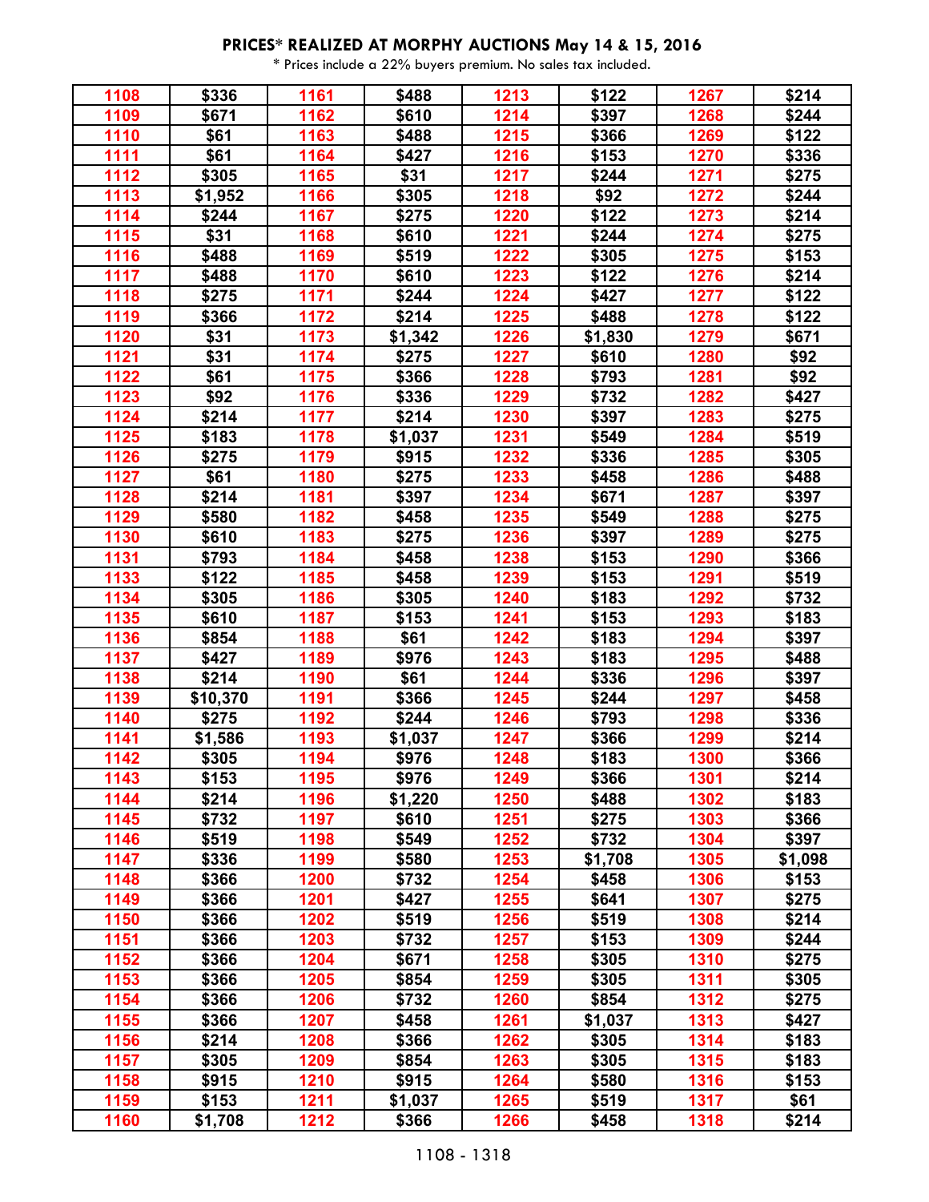# PRICES* REALIZED AT MORPHY AUCTIONS May 14 & 15, 2016

\* Prices include a 22% buyers premium. No sales tax included.

| | | | | | | | |
|---|---|---|---|---|---|---|---|
| 1108 | $336 | 1161 | $488 | 1213 | $122 | 1267 | $214 |
| 1109 | $671 | 1162 | $610 | 1214 | $397 | 1268 | $244 |
| 1110 | $61 | 1163 | $488 | 1215 | $366 | 1269 | $122 |
| 1111 | $61 | 1164 | $427 | 1216 | $153 | 1270 | $336 |
| 1112 | $305 | 1165 | $31 | 1217 | $244 | 1271 | $275 |
| 1113 | $1,952 | 1166 | $305 | 1218 | $92 | 1272 | $244 |
| 1114 | $244 | 1167 | $275 | 1220 | $122 | 1273 | $214 |
| 1115 | $31 | 1168 | $610 | 1221 | $244 | 1274 | $275 |
| 1116 | $488 | 1169 | $519 | 1222 | $305 | 1275 | $153 |
| 1117 | $488 | 1170 | $610 | 1223 | $122 | 1276 | $214 |
| 1118 | $275 | 1171 | $244 | 1224 | $427 | 1277 | $122 |
| 1119 | $366 | 1172 | $214 | 1225 | $488 | 1278 | $122 |
| 1120 | $31 | 1173 | $1,342 | 1226 | $1,830 | 1279 | $671 |
| 1121 | $31 | 1174 | $275 | 1227 | $610 | 1280 | $92 |
| 1122 | $61 | 1175 | $366 | 1228 | $793 | 1281 | $92 |
| 1123 | $92 | 1176 | $336 | 1229 | $732 | 1282 | $427 |
| 1124 | $214 | 1177 | $214 | 1230 | $397 | 1283 | $275 |
| 1125 | $183 | 1178 | $1,037 | 1231 | $549 | 1284 | $519 |
| 1126 | $275 | 1179 | $915 | 1232 | $336 | 1285 | $305 |
| 1127 | $61 | 1180 | $275 | 1233 | $458 | 1286 | $488 |
| 1128 | $214 | 1181 | $397 | 1234 | $671 | 1287 | $397 |
| 1129 | $580 | 1182 | $458 | 1235 | $549 | 1288 | $275 |
| 1130 | $610 | 1183 | $275 | 1236 | $397 | 1289 | $275 |
| 1131 | $793 | 1184 | $458 | 1238 | $153 | 1290 | $366 |
| 1133 | $122 | 1185 | $458 | 1239 | $153 | 1291 | $519 |
| 1134 | $305 | 1186 | $305 | 1240 | $183 | 1292 | $732 |
| 1135 | $610 | 1187 | $153 | 1241 | $153 | 1293 | $183 |
| 1136 | $854 | 1188 | $61 | 1242 | $183 | 1294 | $397 |
| 1137 | $427 | 1189 | $976 | 1243 | $183 | 1295 | $488 |
| 1138 | $214 | 1190 | $61 | 1244 | $336 | 1296 | $397 |
| 1139 | $10,370 | 1191 | $366 | 1245 | $244 | 1297 | $458 |
| 1140 | $275 | 1192 | $244 | 1246 | $793 | 1298 | $336 |
| 1141 | $1,586 | 1193 | $1,037 | 1247 | $366 | 1299 | $214 |
| 1142 | $305 | 1194 | $976 | 1248 | $183 | 1300 | $366 |
| 1143 | $153 | 1195 | $976 | 1249 | $366 | 1301 | $214 |
| 1144 | $214 | 1196 | $1,220 | 1250 | $488 | 1302 | $183 |
| 1145 | $732 | 1197 | $610 | 1251 | $275 | 1303 | $366 |
| 1146 | $519 | 1198 | $549 | 1252 | $732 | 1304 | $397 |
| 1147 | $336 | 1199 | $580 | 1253 | $1,708 | 1305 | $1,098 |
| 1148 | $366 | 1200 | $732 | 1254 | $458 | 1306 | $153 |
| 1149 | $366 | 1201 | $427 | 1255 | $641 | 1307 | $275 |
| 1150 | $366 | 1202 | $519 | 1256 | $519 | 1308 | $214 |
| 1151 | $366 | 1203 | $732 | 1257 | $153 | 1309 | $244 |
| 1152 | $366 | 1204 | $671 | 1258 | $305 | 1310 | $275 |
| 1153 | $366 | 1205 | $854 | 1259 | $305 | 1311 | $305 |
| 1154 | $366 | 1206 | $732 | 1260 | $854 | 1312 | $275 |
| 1155 | $366 | 1207 | $458 | 1261 | $1,037 | 1313 | $427 |
| 1156 | $214 | 1208 | $366 | 1262 | $305 | 1314 | $183 |
| 1157 | $305 | 1209 | $854 | 1263 | $305 | 1315 | $183 |
| 1158 | $915 | 1210 | $915 | 1264 | $580 | 1316 | $153 |
| 1159 | $153 | 1211 | $1,037 | 1265 | $519 | 1317 | $61 |
| 1160 | $1,708 | 1212 | $366 | 1266 | $458 | 1318 | $214 |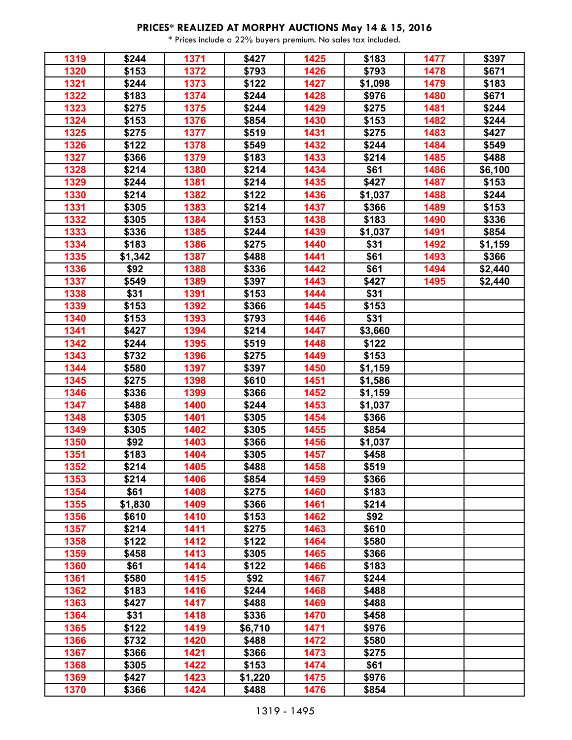**PRICES* REALIZED AT MORPHY AUCTIONS May 14 & 15, 2016**

* Prices include a 22% buyers premium. No sales tax included.

| | | | | | | | |
|---|---|---|---|---|---|---|---|
| 1319 | $244 | 1371 | $427 | 1425 | $183 | 1477 | $397 |
| 1320 | $153 | 1372 | $793 | 1426 | $793 | 1478 | $671 |
| 1321 | $244 | 1373 | $122 | 1427 | $1,098 | 1479 | $183 |
| 1322 | $183 | 1374 | $244 | 1428 | $976 | 1480 | $671 |
| 1323 | $275 | 1375 | $244 | 1429 | $275 | 1481 | $244 |
| 1324 | $153 | 1376 | $854 | 1430 | $153 | 1482 | $244 |
| 1325 | $275 | 1377 | $519 | 1431 | $275 | 1483 | $427 |
| 1326 | $122 | 1378 | $549 | 1432 | $244 | 1484 | $549 |
| 1327 | $366 | 1379 | $183 | 1433 | $214 | 1485 | $488 |
| 1328 | $214 | 1380 | $214 | 1434 | $61 | 1486 | $6,100 |
| 1329 | $244 | 1381 | $214 | 1435 | $427 | 1487 | $153 |
| 1330 | $214 | 1382 | $122 | 1436 | $1,037 | 1488 | $244 |
| 1331 | $305 | 1383 | $214 | 1437 | $366 | 1489 | $153 |
| 1332 | $305 | 1384 | $153 | 1438 | $183 | 1490 | $336 |
| 1333 | $336 | 1385 | $244 | 1439 | $1,037 | 1491 | $854 |
| 1334 | $183 | 1386 | $275 | 1440 | $31 | 1492 | $1,159 |
| 1335 | $1,342 | 1387 | $488 | 1441 | $61 | 1493 | $366 |
| 1336 | $92 | 1388 | $336 | 1442 | $61 | 1494 | $2,440 |
| 1337 | $549 | 1389 | $397 | 1443 | $427 | 1495 | $2,440 |
| 1338 | $31 | 1391 | $153 | 1444 | $31 | | |
| 1339 | $153 | 1392 | $366 | 1445 | $153 | | |
| 1340 | $153 | 1393 | $793 | 1446 | $31 | | |
| 1341 | $427 | 1394 | $214 | 1447 | $3,660 | | |
| 1342 | $244 | 1395 | $519 | 1448 | $122 | | |
| 1343 | $732 | 1396 | $275 | 1449 | $153 | | |
| 1344 | $580 | 1397 | $397 | 1450 | $1,159 | | |
| 1345 | $275 | 1398 | $610 | 1451 | $1,586 | | |
| 1346 | $336 | 1399 | $366 | 1452 | $1,159 | | |
| 1347 | $488 | 1400 | $244 | 1453 | $1,037 | | |
| 1348 | $305 | 1401 | $305 | 1454 | $366 | | |
| 1349 | $305 | 1402 | $305 | 1455 | $854 | | |
| 1350 | $92 | 1403 | $366 | 1456 | $1,037 | | |
| 1351 | $183 | 1404 | $305 | 1457 | $458 | | |
| 1352 | $214 | 1405 | $488 | 1458 | $519 | | |
| 1353 | $214 | 1406 | $854 | 1459 | $366 | | |
| 1354 | $61 | 1408 | $275 | 1460 | $183 | | |
| 1355 | $1,830 | 1409 | $366 | 1461 | $214 | | |
| 1356 | $610 | 1410 | $153 | 1462 | $92 | | |
| 1357 | $214 | 1411 | $275 | 1463 | $610 | | |
| 1358 | $122 | 1412 | $122 | 1464 | $580 | | |
| 1359 | $458 | 1413 | $305 | 1465 | $366 | | |
| 1360 | $61 | 1414 | $122 | 1466 | $183 | | |
| 1361 | $580 | 1415 | $92 | 1467 | $244 | | |
| 1362 | $183 | 1416 | $244 | 1468 | $488 | | |
| 1363 | $427 | 1417 | $488 | 1469 | $488 | | |
| 1364 | $31 | 1418 | $336 | 1470 | $458 | | |
| 1365 | $122 | 1419 | $6,710 | 1471 | $976 | | |
| 1366 | $732 | 1420 | $488 | 1472 | $580 | | |
| 1367 | $366 | 1421 | $366 | 1473 | $275 | | |
| 1368 | $305 | 1422 | $153 | 1474 | $61 | | |
| 1369 | $427 | 1423 | $1,220 | 1475 | $976 | | |
| 1370 | $366 | 1424 | $488 | 1476 | $854 | | |

1319 - 1495